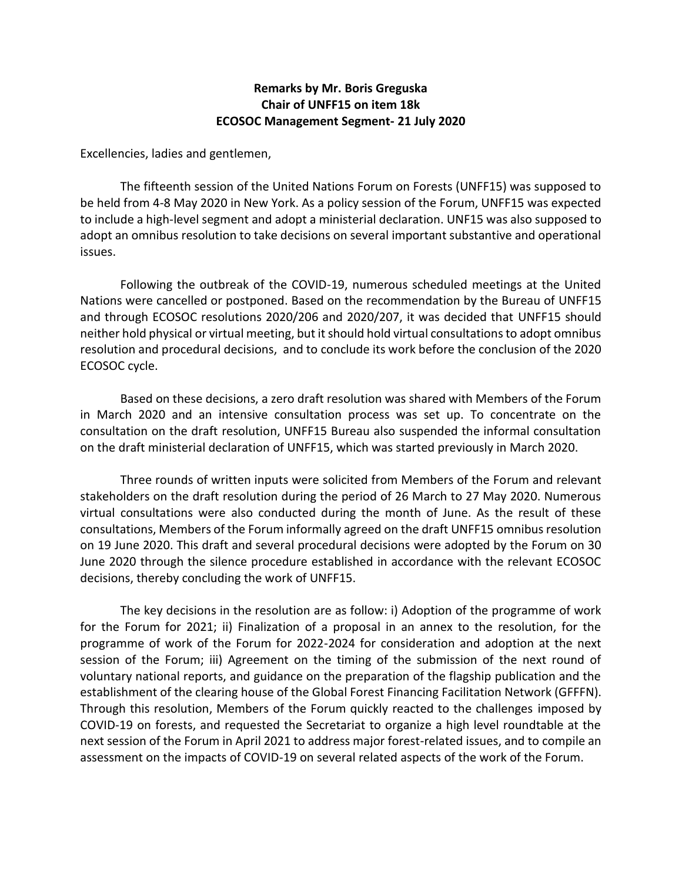**Remarks by Mr. Boris Greguska**
**Chair of UNFF15 on item 18k**
**ECOSOC Management Segment- 21 July 2020**

Excellencies, ladies and gentlemen,

The fifteenth session of the United Nations Forum on Forests (UNFF15) was supposed to be held from 4-8 May 2020 in New York. As a policy session of the Forum, UNFF15 was expected to include a high-level segment and adopt a ministerial declaration. UNF15 was also supposed to adopt an omnibus resolution to take decisions on several important substantive and operational issues.

Following the outbreak of the COVID-19, numerous scheduled meetings at the United Nations were cancelled or postponed. Based on the recommendation by the Bureau of UNFF15 and through ECOSOC resolutions 2020/206 and 2020/207, it was decided that UNFF15 should neither hold physical or virtual meeting, but it should hold virtual consultations to adopt omnibus resolution and procedural decisions, and to conclude its work before the conclusion of the 2020 ECOSOC cycle.

Based on these decisions, a zero draft resolution was shared with Members of the Forum in March 2020 and an intensive consultation process was set up. To concentrate on the consultation on the draft resolution, UNFF15 Bureau also suspended the informal consultation on the draft ministerial declaration of UNFF15, which was started previously in March 2020.

Three rounds of written inputs were solicited from Members of the Forum and relevant stakeholders on the draft resolution during the period of 26 March to 27 May 2020. Numerous virtual consultations were also conducted during the month of June. As the result of these consultations, Members of the Forum informally agreed on the draft UNFF15 omnibus resolution on 19 June 2020. This draft and several procedural decisions were adopted by the Forum on 30 June 2020 through the silence procedure established in accordance with the relevant ECOSOC decisions, thereby concluding the work of UNFF15.

The key decisions in the resolution are as follow: i) Adoption of the programme of work for the Forum for 2021; ii) Finalization of a proposal in an annex to the resolution, for the programme of work of the Forum for 2022-2024 for consideration and adoption at the next session of the Forum; iii) Agreement on the timing of the submission of the next round of voluntary national reports, and guidance on the preparation of the flagship publication and the establishment of the clearing house of the Global Forest Financing Facilitation Network (GFFFN). Through this resolution, Members of the Forum quickly reacted to the challenges imposed by COVID-19 on forests, and requested the Secretariat to organize a high level roundtable at the next session of the Forum in April 2021 to address major forest-related issues, and to compile an assessment on the impacts of COVID-19 on several related aspects of the work of the Forum.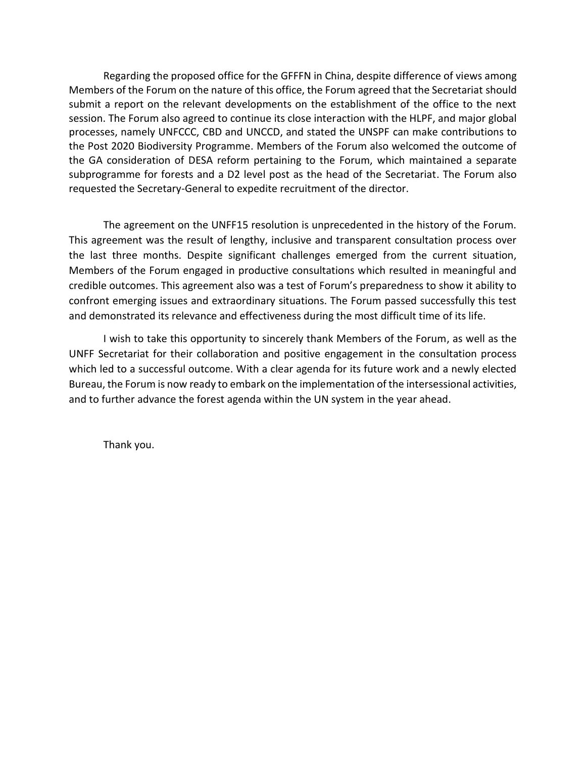Regarding the proposed office for the GFFFN in China, despite difference of views among Members of the Forum on the nature of this office, the Forum agreed that the Secretariat should submit a report on the relevant developments on the establishment of the office to the next session. The Forum also agreed to continue its close interaction with the HLPF, and major global processes, namely UNFCCC, CBD and UNCCD, and stated the UNSPF can make contributions to the Post 2020 Biodiversity Programme. Members of the Forum also welcomed the outcome of the GA consideration of DESA reform pertaining to the Forum, which maintained a separate subprogramme for forests and a D2 level post as the head of the Secretariat. The Forum also requested the Secretary-General to expedite recruitment of the director.

The agreement on the UNFF15 resolution is unprecedented in the history of the Forum. This agreement was the result of lengthy, inclusive and transparent consultation process over the last three months. Despite significant challenges emerged from the current situation, Members of the Forum engaged in productive consultations which resulted in meaningful and credible outcomes. This agreement also was a test of Forum's preparedness to show it ability to confront emerging issues and extraordinary situations. The Forum passed successfully this test and demonstrated its relevance and effectiveness during the most difficult time of its life.

I wish to take this opportunity to sincerely thank Members of the Forum, as well as the UNFF Secretariat for their collaboration and positive engagement in the consultation process which led to a successful outcome. With a clear agenda for its future work and a newly elected Bureau, the Forum is now ready to embark on the implementation of the intersessional activities, and to further advance the forest agenda within the UN system in the year ahead.

Thank you.